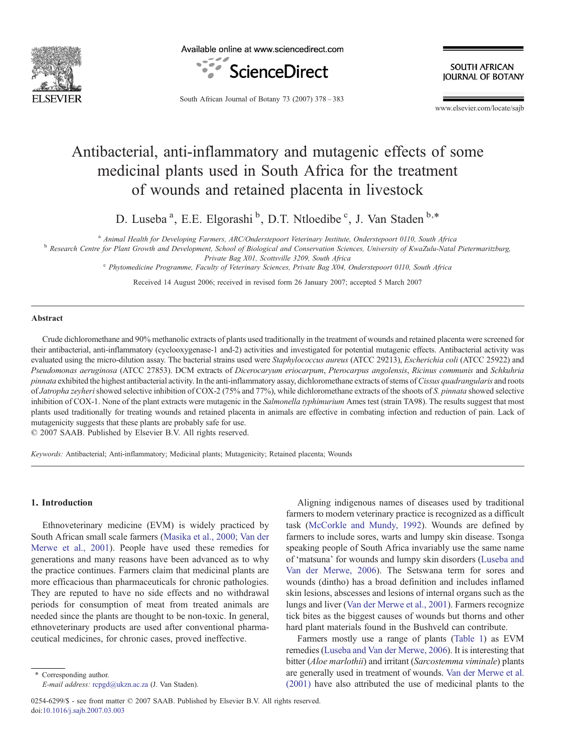# Antibacterial, anti-inflammatory and mutagenic effects of some medicinal plants used in South Africa for the treatment of wounds and retained placenta in livestock

D. Luseba [a], E.E. Elgorashi [b], D.T. Ntloedibe [c], J. Van Staden [b,*]

[a] Animal Health for Developing Farmers, ARC/Onderstepoort Veterinary Institute, Onderstepoort 0110, South Africa

[b] Research Centre for Plant Growth and Development, School of Biological and Conservation Sciences, University of KwaZulu-Natal Pietermaritzburg, Private Bag X01, Scottsville 3209, South Africa

[c] Phytomedicine Programme, Faculty of Veterinary Sciences, Private Bag X04, Onderstepoort 0110, South Africa

Received 14 August 2006; received in revised form 26 January 2007; accepted 5 March 2007

## Abstract

Crude dichloromethane and 90% methanolic extracts of plants used traditionally in the treatment of wounds and retained placenta were screened for their antibacterial, anti-inflammatory (cyclooxygenase-1 and-2) activities and investigated for potential mutagenic effects. Antibacterial activity was evaluated using the micro-dilution assay. The bacterial strains used were *Staphylococcus aureus* (ATCC 29213), *Escherichia coli* (ATCC 25922) and *Pseudomonas aeruginosa* (ATCC 27853). DCM extracts of *Dicerocaryum eriocarpum*, *Pterocarpus angolensis*, *Ricinus communis* and *Schkuhria pinnata* exhibited the highest antibacterial activity. In the anti-inflammatory assay, dichloromethane extracts of stems of *Cissus quadrangularis* and roots of *Jatropha zeyheri* showed selective inhibition of COX-2 (75% and 77%), while dichloromethane extracts of the shoots of *S. pinnata* showed selective inhibition of COX-1. None of the plant extracts were mutagenic in the *Salmonella typhimurium* Ames test (strain TA98). The results suggest that most plants used traditionally for treating wounds and retained placenta in animals are effective in combating infection and reduction of pain. Lack of mutagenicity suggests that these plants are probably safe for use.

© 2007 SAAB. Published by Elsevier B.V. All rights reserved.

*Keywords:* Antibacterial; Anti-inflammatory; Medicinal plants; Mutagenicity; Retained placenta; Wounds

## 1. Introduction

Ethnoveterinary medicine (EVM) is widely practiced by South African small scale farmers (Masika et al., 2000; Van der Merwe et al., 2001). People have used these remedies for generations and many reasons have been advanced as to why the practice continues. Farmers claim that medicinal plants are more efficacious than pharmaceuticals for chronic pathologies. They are reputed to have no side effects and no withdrawal periods for consumption of meat from treated animals are needed since the plants are thought to be non-toxic. In general, ethnoveterinary products are used after conventional pharmaceutical medicines, for chronic cases, proved ineffective.

Aligning indigenous names of diseases used by traditional farmers to modern veterinary practice is recognized as a difficult task (McCorkle and Mundy, 1992). Wounds are defined by farmers to include sores, warts and lumpy skin disease. Tsonga speaking people of South Africa invariably use the same name of 'matsuna' for wounds and lumpy skin disorders (Luseba and Van der Merwe, 2006). The Setswana term for sores and wounds (dintho) has a broad definition and includes inflamed skin lesions, abscesses and lesions of internal organs such as the lungs and liver (Van der Merwe et al., 2001). Farmers recognize tick bites as the biggest causes of wounds but thorns and other hard plant materials found in the Bushveld can contribute.

Farmers mostly use a range of plants (Table 1) as EVM remedies (Luseba and Van der Merwe, 2006). It is interesting that bitter (*Aloe marlothii*) and irritant (*Sarcostemma viminale*) plants are generally used in treatment of wounds. Van der Merwe et al. (2001) have also attributed the use of medicinal plants to the

\* Corresponding author.
*E-mail address:* rcpgd@ukzn.ac.za (J. Van Staden).

0254-6299/$ - see front matter © 2007 SAAB. Published by Elsevier B.V. All rights reserved.
doi:10.1016/j.sajb.2007.03.003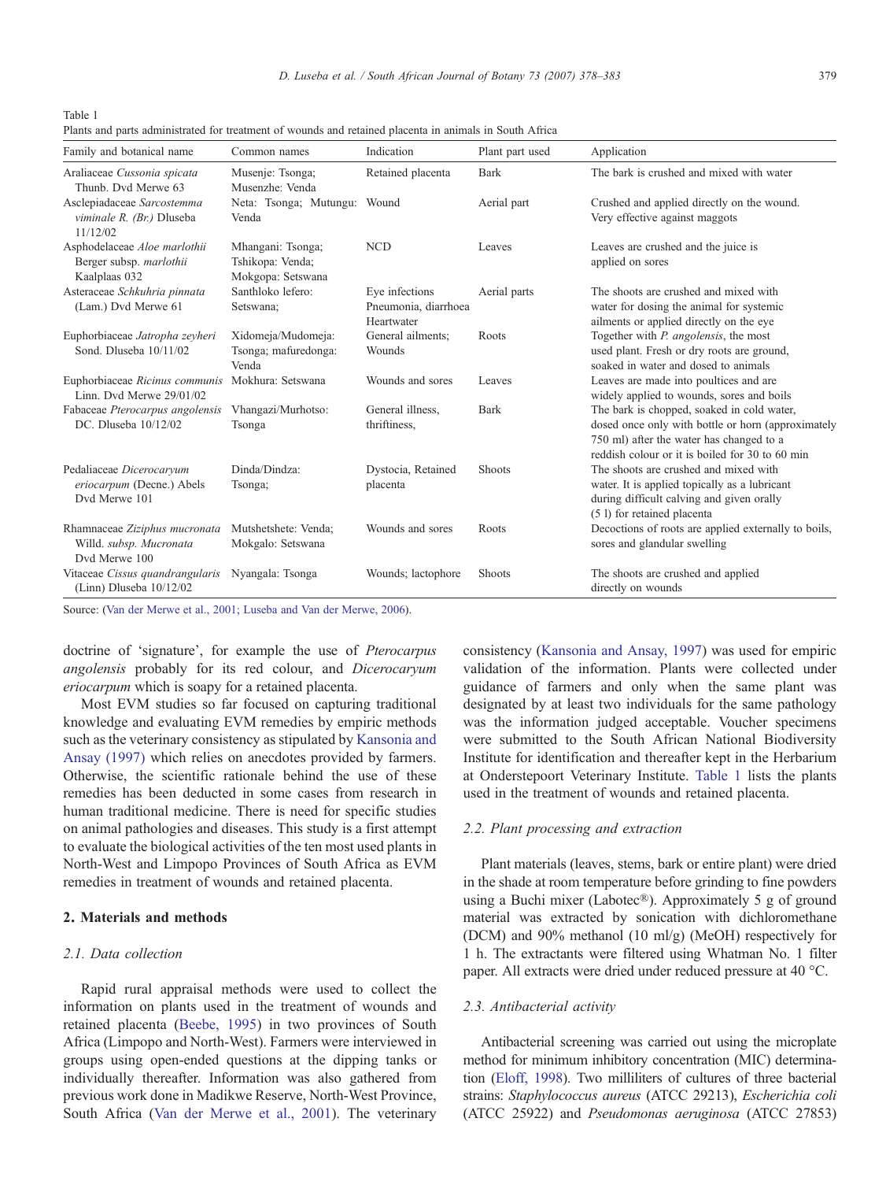Table 1
Plants and parts administrated for treatment of wounds and retained placenta in animals in South Africa

| Family and botanical name | Common names | Indication | Plant part used | Application |
|---|---|---|---|---|
| Araliaceae *Cussonia spicata* Thunb. Dvd Merwe 63 | Musenje: Tsonga; Musenzhe: Venda | Retained placenta | Bark | The bark is crushed and mixed with water |
| Asclepiadaceae *Sarcostemma viminale R. (Br.)* Dluseba 11/12/02 | Neta: Tsonga; Mutungu: Venda | Wound | Aerial part | Crushed and applied directly on the wound. Very effective against maggots |
| Asphodelaceae *Aloe marlothii* Berger subsp. *marlothii* Kaalplaas 032 | Mhangani: Tsonga; Tshikopa: Venda; Mokgopa: Setswana | NCD | Leaves | Leaves are crushed and the juice is applied on sores |
| Asteraceae *Schkuhria pinnata* (Lam.) Dvd Merwe 61 | Santhloko lefero: Setswana; | Eye infections Pneumonia, diarrhoea Heartwater | Aerial parts | The shoots are crushed and mixed with water for dosing the animal for systemic ailments or applied directly on the eye |
| Euphorbiaceae *Jatropha zeyheri* Sond. Dluseba 10/11/02 | Xidomeja/Mudomeja: Tsonga; mafuredonga: Venda | General ailments; Wounds | Roots | Together with *P. angolensis*, the most used plant. Fresh or dry roots are ground, soaked in water and dosed to animals |
| Euphorbiaceae *Ricinus communis* Linn. Dvd Merwe 29/01/02 | Mokhura: Setswana | Wounds and sores | Leaves | Leaves are made into poultices and are widely applied to wounds, sores and boils |
| Fabaceae *Pterocarpus angolensis* DC. Dluseba 10/12/02 | Vhangazi/Murhotso: Tsonga | General illness, thriftiness, | Bark | The bark is chopped, soaked in cold water, dosed once only with bottle or horn (approximately 750 ml) after the water has changed to a reddish colour or it is boiled for 30 to 60 min |
| Pedaliaceae *Dicerocaryum eriocarpum* (Decne.) Abels Dvd Merwe 101 | Dinda/Dindza: Tsonga; | Dystocia, Retained placenta | Shoots | The shoots are crushed and mixed with water. It is applied topically as a lubricant during difficult calving and given orally (5 l) for retained placenta |
| Rhamnaceae *Ziziphus mucronata* Willd. *subsp. Mucronata* Dvd Merwe 100 | Mutshetshete: Venda; Mokgalo: Setswana | Wounds and sores | Roots | Decoctions of roots are applied externally to boils, sores and glandular swelling |
| Vitaceae *Cissus quandrangularis* (Linn) Dluseba 10/12/02 | Nyangala: Tsonga | Wounds; lactophore | Shoots | The shoots are crushed and applied directly on wounds |

Source: (Van der Merwe et al., 2001; Luseba and Van der Merwe, 2006).

doctrine of 'signature', for example the use of *Pterocarpus angolensis* probably for its red colour, and *Dicerocaryum eriocarpum* which is soapy for a retained placenta.

Most EVM studies so far focused on capturing traditional knowledge and evaluating EVM remedies by empiric methods such as the veterinary consistency as stipulated by Kansonia and Ansay (1997) which relies on anecdotes provided by farmers. Otherwise, the scientific rationale behind the use of these remedies has been deducted in some cases from research in human traditional medicine. There is need for specific studies on animal pathologies and diseases. This study is a first attempt to evaluate the biological activities of the ten most used plants in North-West and Limpopo Provinces of South Africa as EVM remedies in treatment of wounds and retained placenta.

## 2. Materials and methods

### 2.1. Data collection

Rapid rural appraisal methods were used to collect the information on plants used in the treatment of wounds and retained placenta (Beebe, 1995) in two provinces of South Africa (Limpopo and North-West). Farmers were interviewed in groups using open-ended questions at the dipping tanks or individually thereafter. Information was also gathered from previous work done in Madikwe Reserve, North-West Province, South Africa (Van der Merwe et al., 2001). The veterinary consistency (Kansonia and Ansay, 1997) was used for empiric validation of the information. Plants were collected under guidance of farmers and only when the same plant was designated by at least two individuals for the same pathology was the information judged acceptable. Voucher specimens were submitted to the South African National Biodiversity Institute for identification and thereafter kept in the Herbarium at Onderstepoort Veterinary Institute. Table 1 lists the plants used in the treatment of wounds and retained placenta.

### 2.2. Plant processing and extraction

Plant materials (leaves, stems, bark or entire plant) were dried in the shade at room temperature before grinding to fine powders using a Buchi mixer (Labotec®). Approximately 5 g of ground material was extracted by sonication with dichloromethane (DCM) and 90% methanol (10 ml/g) (MeOH) respectively for 1 h. The extractants were filtered using Whatman No. 1 filter paper. All extracts were dried under reduced pressure at 40 °C.

### 2.3. Antibacterial activity

Antibacterial screening was carried out using the microplate method for minimum inhibitory concentration (MIC) determination (Eloff, 1998). Two milliliters of cultures of three bacterial strains: *Staphylococcus aureus* (ATCC 29213), *Escherichia coli* (ATCC 25922) and *Pseudomonas aeruginosa* (ATCC 27853)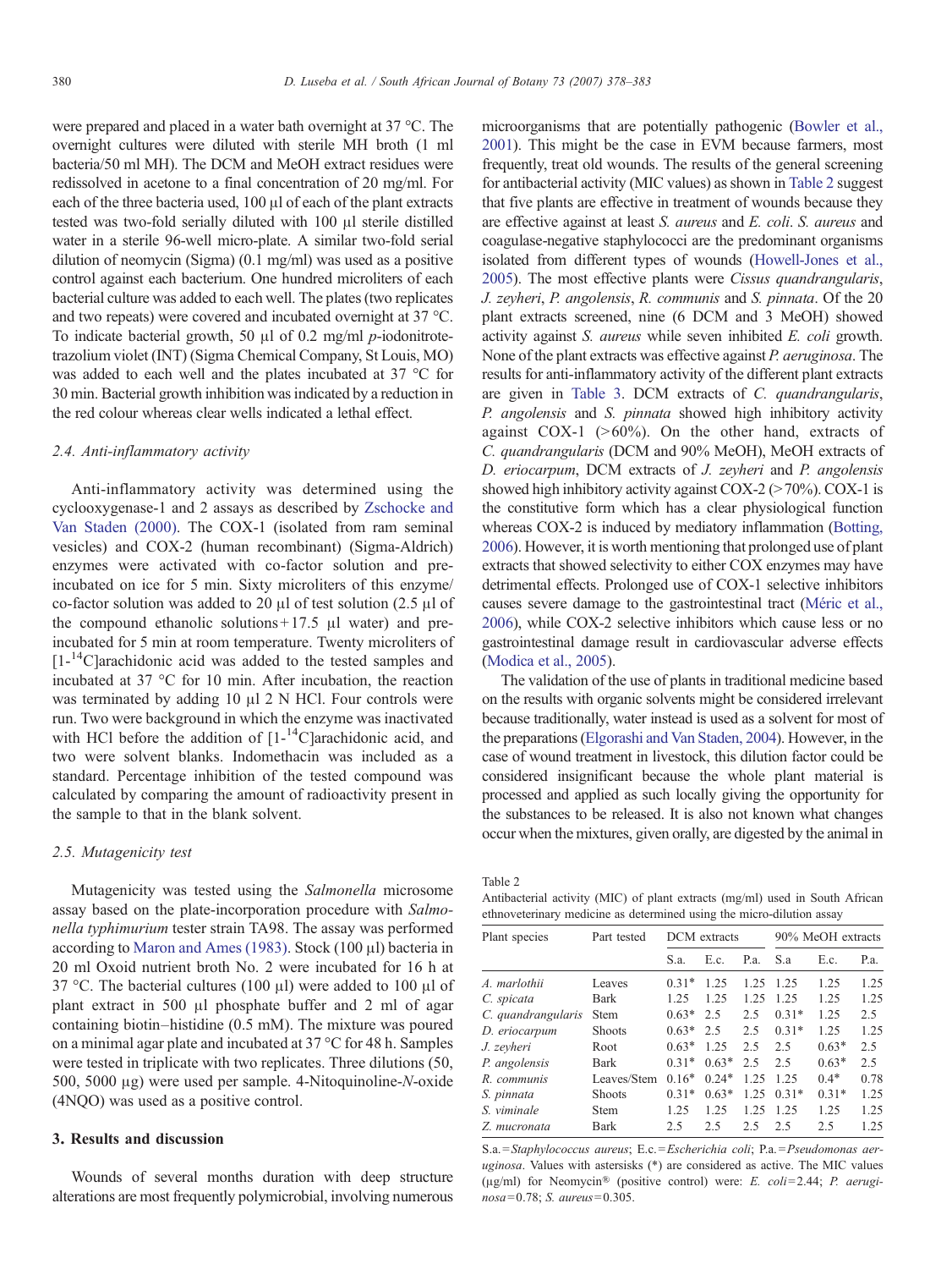were prepared and placed in a water bath overnight at 37 °C. The overnight cultures were diluted with sterile MH broth (1 ml bacteria/50 ml MH). The DCM and MeOH extract residues were redissolved in acetone to a final concentration of 20 mg/ml. For each of the three bacteria used, 100 µl of each of the plant extracts tested was two-fold serially diluted with 100 µl sterile distilled water in a sterile 96-well micro-plate. A similar two-fold serial dilution of neomycin (Sigma) (0.1 mg/ml) was used as a positive control against each bacterium. One hundred microliters of each bacterial culture was added to each well. The plates (two replicates and two repeats) were covered and incubated overnight at 37 °C. To indicate bacterial growth, 50 µl of 0.2 mg/ml *p*-iodonitrotetrazolium violet (INT) (Sigma Chemical Company, St Louis, MO) was added to each well and the plates incubated at 37 °C for 30 min. Bacterial growth inhibition was indicated by a reduction in the red colour whereas clear wells indicated a lethal effect.

### 2.4. Anti-inflammatory activity

Anti-inflammatory activity was determined using the cyclooxygenase-1 and 2 assays as described by Zschocke and Van Staden (2000). The COX-1 (isolated from ram seminal vesicles) and COX-2 (human recombinant) (Sigma-Aldrich) enzymes were activated with co-factor solution and pre-incubated on ice for 5 min. Sixty microliters of this enzyme/co-factor solution was added to 20 µl of test solution (2.5 µl of the compound ethanolic solutions + 17.5 µl water) and pre-incubated for 5 min at room temperature. Twenty microliters of [1-$^{14}$C]arachidonic acid was added to the tested samples and incubated at 37 °C for 10 min. After incubation, the reaction was terminated by adding 10 µl 2 N HCl. Four controls were run. Two were background in which the enzyme was inactivated with HCl before the addition of [1-$^{14}$C]arachidonic acid, and two were solvent blanks. Indomethacin was included as a standard. Percentage inhibition of the tested compound was calculated by comparing the amount of radioactivity present in the sample to that in the blank solvent.

### 2.5. Mutagenicity test

Mutagenicity was tested using the *Salmonella* microsome assay based on the plate-incorporation procedure with *Salmonella typhimurium* tester strain TA98. The assay was performed according to Maron and Ames (1983). Stock (100 µl) bacteria in 20 ml Oxoid nutrient broth No. 2 were incubated for 16 h at 37 °C. The bacterial cultures (100 µl) were added to 100 µl of plant extract in 500 µl phosphate buffer and 2 ml of agar containing biotin–histidine (0.5 mM). The mixture was poured on a minimal agar plate and incubated at 37 °C for 48 h. Samples were tested in triplicate with two replicates. Three dilutions (50, 500, 5000 µg) were used per sample. 4-Nitoquinoline-*N*-oxide (4NQO) was used as a positive control.

## 3. Results and discussion

Wounds of several months duration with deep structure alterations are most frequently polymicrobial, involving numerous microorganisms that are potentially pathogenic (Bowler et al., 2001). This might be the case in EVM because farmers, most frequently, treat old wounds. The results of the general screening for antibacterial activity (MIC values) as shown in Table 2 suggest that five plants are effective in treatment of wounds because they are effective against at least *S. aureus* and *E. coli*. *S. aureus* and coagulase-negative staphylococci are the predominant organisms isolated from different types of wounds (Howell-Jones et al., 2005). The most effective plants were *Cissus quandrangularis*, *J. zeyheri*, *P. angolensis*, *R. communis* and *S. pinnata*. Of the 20 plant extracts screened, nine (6 DCM and 3 MeOH) showed activity against *S. aureus* while seven inhibited *E. coli* growth. None of the plant extracts was effective against *P. aeruginosa*. The results for anti-inflammatory activity of the different plant extracts are given in Table 3. DCM extracts of *C. quandrangularis*, *P. angolensis* and *S. pinnata* showed high inhibitory activity against COX-1 (>60%). On the other hand, extracts of *C. quandrangularis* (DCM and 90% MeOH), MeOH extracts of *D. eriocarpum*, DCM extracts of *J. zeyheri* and *P. angolensis* showed high inhibitory activity against COX-2 (>70%). COX-1 is the constitutive form which has a clear physiological function whereas COX-2 is induced by mediatory inflammation (Botting, 2006). However, it is worth mentioning that prolonged use of plant extracts that showed selectivity to either COX enzymes may have detrimental effects. Prolonged use of COX-1 selective inhibitors causes severe damage to the gastrointestinal tract (Méric et al., 2006), while COX-2 selective inhibitors which cause less or no gastrointestinal damage result in cardiovascular adverse effects (Modica et al., 2005).

The validation of the use of plants in traditional medicine based on the results with organic solvents might be considered irrelevant because traditionally, water instead is used as a solvent for most of the preparations (Elgorashi and Van Staden, 2004). However, in the case of wound treatment in livestock, this dilution factor could be considered insignificant because the whole plant material is processed and applied as such locally giving the opportunity for the substances to be released. It is also not known what changes occur when the mixtures, given orally, are digested by the animal in

Table 2
Antibacterial activity (MIC) of plant extracts (mg/ml) used in South African ethnoveterinary medicine as determined using the micro-dilution assay

| Plant species | Part tested | DCM extracts | | | 90% MeOH extracts | | |
|---|---|---|---|---|---|---|---|
| | | S.a. | E.c. | P.a. | S.a | E.c. | P.a. |
| *A. marlothii* | Leaves | 0.31* | 1.25 | 1.25 | 1.25 | 1.25 | 1.25 |
| *C. spicata* | Bark | 1.25 | 1.25 | 1.25 | 1.25 | 1.25 | 1.25 |
| *C. quandrangularis* | Stem | 0.63* | 2.5 | 2.5 | 0.31* | 1.25 | 2.5 |
| *D. eriocarpum* | Shoots | 0.63* | 2.5 | 2.5 | 0.31* | 1.25 | 1.25 |
| *J. zeyheri* | Root | 0.63* | 1.25 | 2.5 | 2.5 | 0.63* | 2.5 |
| *P. angolensis* | Bark | 0.31* | 0.63* | 2.5 | 2.5 | 0.63* | 2.5 |
| *R. communis* | Leaves/Stem | 0.16* | 0.24* | 1.25 | 1.25 | 0.4* | 0.78 |
| *S. pinnata* | Shoots | 0.31* | 0.63* | 1.25 | 0.31* | 0.31* | 1.25 |
| *S. viminale* | Stem | 1.25 | 1.25 | 1.25 | 1.25 | 1.25 | 1.25 |
| *Z. mucronata* | Bark | 2.5 | 2.5 | 2.5 | 2.5 | 2.5 | 1.25 |

S.a. = *Staphylococcus aureus*; E.c. = *Escherichia coli*; P.a. = *Pseudomonas aeruginosa*. Values with astersisks (*) are considered as active. The MIC values (µg/ml) for Neomycin® (positive control) were: *E. coli* = 2.44; *P. aeruginosa* = 0.78; *S. aureus* = 0.305.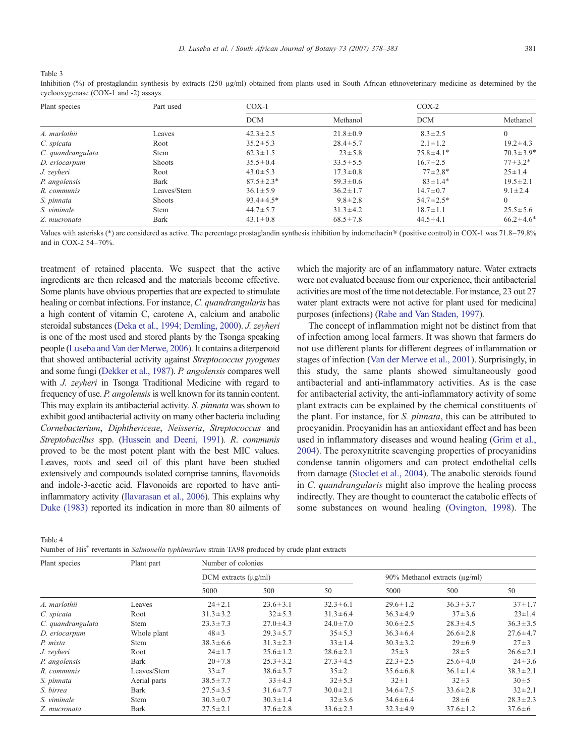Table 3
Inhibition (%) of prostaglandin synthesis by extracts (250 μg/ml) obtained from plants used in South African ethnoveterinary medicine as determined by the cyclooxygenase (COX-1 and -2) assays

| Plant species | Part used | COX-1 | | COX-2 | |
|---|---|---|---|---|---|
| | | DCM | Methanol | DCM | Methanol |
| *A. marlothii* | Leaves | 42.3±2.5 | 21.8±0.9 | 8.3±2.5 | 0 |
| *C. spicata* | Root | 35.2±5.3 | 28.4±5.7 | 2.1±1.2 | 19.2±4.3 |
| *C. quandrangulata* | Stem | 62.3±1.5 | 23±5.8 | 75.8±4.1* | 70.3±3.9* |
| *D. eriocarpum* | Shoots | 35.5±0.4 | 33.5±5.5 | 16.7±2.5 | 77±3.2* |
| *J. zeyheri* | Root | 43.0±5.3 | 17.3±0.8 | 77±2.8* | 25±1.4 |
| *P. angolensis* | Bark | 87.5±2.3* | 59.3±0.6 | 83±1.4* | 19.5±2.1 |
| *R. communis* | Leaves/Stem | 36.1±5.9 | 36.2±1.7 | 14.7±0.7 | 9.1±2.4 |
| *S. pinnata* | Shoots | 93.4±4.5* | 9.8±2.8 | 54.7±2.5* | 0 |
| *S. viminale* | Stem | 44.7±5.7 | 31.3±4.2 | 18.7±1.1 | 25.5±5.6 |
| *Z. mucronata* | Bark | 43.1±0.8 | 68.5±7.8 | 44.5±4.1 | 66.2±4.6* |

Values with asterisks (*) are considered as active. The percentage prostaglandin synthesis inhibition by indomethacin® (positive control) in COX-1 was 71.8–79.8% and in COX-2 54–70%.

treatment of retained placenta. We suspect that the active ingredients are then released and the materials become effective. Some plants have obvious properties that are expected to stimulate healing or combat infections. For instance, *C. quandrangularis* has a high content of vitamin C, carotene A, calcium and anabolic steroidal substances (Deka et al., 1994; Demling, 2000). *J. zeyheri* is one of the most used and stored plants by the Tsonga speaking people (Luseba and Van der Merwe, 2006). It contains a diterpenoid that showed antibacterial activity against *Streptococcus pyogenes* and some fungi (Dekker et al., 1987). *P. angolensis* compares well with *J. zeyheri* in Tsonga Traditional Medicine with regard to frequency of use. *P. angolensis* is well known for its tannin content. This may explain its antibacterial activity. *S. pinnata* was shown to exhibit good antibacterial activity on many other bacteria including *Cornebacterium*, *Diphthericeae*, *Neisseria*, *Streptococcus* and *Streptobacillus* spp. (Hussein and Deeni, 1991). *R. communis* proved to be the most potent plant with the best MIC values. Leaves, roots and seed oil of this plant have been studied extensively and compounds isolated comprise tannins, flavonoids and indole-3-acetic acid. Flavonoids are reported to have anti-inflammatory activity (Ilavarasan et al., 2006). This explains why Duke (1983) reported its indication in more than 80 ailments of which the majority are of an inflammatory nature. Water extracts were not evaluated because from our experience, their antibacterial activities are most of the time not detectable. For instance, 23 out 27 water plant extracts were not active for plant used for medicinal purposes (infections) (Rabe and Van Staden, 1997).

The concept of inflammation might not be distinct from that of infection among local farmers. It was shown that farmers do not use different plants for different degrees of inflammation or stages of infection (Van der Merwe et al., 2001). Surprisingly, in this study, the same plants showed simultaneously good antibacterial and anti-inflammatory activities. As is the case for antibacterial activity, the anti-inflammatory activity of some plant extracts can be explained by the chemical constituents of the plant. For instance, for *S. pinnata*, this can be attributed to procyanidin. Procyanidin has an antioxidant effect and has been used in inflammatory diseases and wound healing (Grim et al., 2004). The peroxynitrite scavenging properties of procyanidins condense tannin oligomers and can protect endothelial cells from damage (Stoclet et al., 2004). The anabolic steroids found in *C. quandrangularis* might also improve the healing process indirectly. They are thought to counteract the catabolic effects of some substances on wound healing (Ovington, 1998). The

Table 4
Number of His$^+$ revertants in *Salmonella typhimurium* strain TA98 produced by crude plant extracts

| Plant species | Plant part | Number of colonies | | | | | |
|---|---|---|---|---|---|---|---|
| | | DCM extracts (μg/ml) | | | 90% Methanol extracts (μg/ml) | | |
| | | 5000 | 500 | 50 | 5000 | 500 | 50 |
| *A. marlothii* | Leaves | 24±2.1 | 23.6±3.1 | 32.3±6.1 | 29.6±1.2 | 36.3±3.7 | 37±1.7 |
| *C. spicata* | Root | 31.3±3.2 | 32±5.3 | 31.3±6.4 | 36.3±4.9 | 37±3.6 | 23±1.4 |
| *C. quandrangulata* | Stem | 23.3±7.3 | 27.0±4.3 | 24.0±7.0 | 30.6±2.5 | 28.3±4.5 | 36.3±3.5 |
| *D. eriocarpum* | Whole plant | 48±3 | 29.3±5.7 | 35±5.3 | 36.3±6.4 | 26.6±2.8 | 27.6±4.7 |
| *P. mixta* | Stem | 38.3±6.6 | 31.3±2.3 | 33±1.4 | 30.3±3.2 | 29±6.9 | 27±3 |
| *J. zeyheri* | Root | 24±1.7 | 25.6±1.2 | 28.6±2.1 | 25±3 | 28±5 | 26.6±2.1 |
| *P. angolensis* | Bark | 20±7.8 | 25.3±3.2 | 27.3±4.5 | 22.3±2.5 | 25.6±4.0 | 24±3.6 |
| *R. communis* | Leaves/Stem | 33±7 | 38.6±3.7 | 35±2 | 35.6±6.8 | 36.1±1.4 | 38.3±2.1 |
| *S. pinnata* | Aerial parts | 38.5±7.7 | 33±4.3 | 32±5.3 | 32±1 | 32±3 | 30±5 |
| *S. birrea* | Bark | 27.5±3.5 | 31.6±7.7 | 30.0±2.1 | 34.6±7.5 | 33.6±2.8 | 32±2.1 |
| *S. viminale* | Stem | 30.3±0.7 | 30.3±1.4 | 32±3.6 | 34.6±6.4 | 28±6 | 28.3±2.3 |
| *Z. mucronata* | Bark | 27.5±2.1 | 37.6±2.8 | 33.6±2.3 | 32.3±4.9 | 37.6±1.2 | 37.6±6 |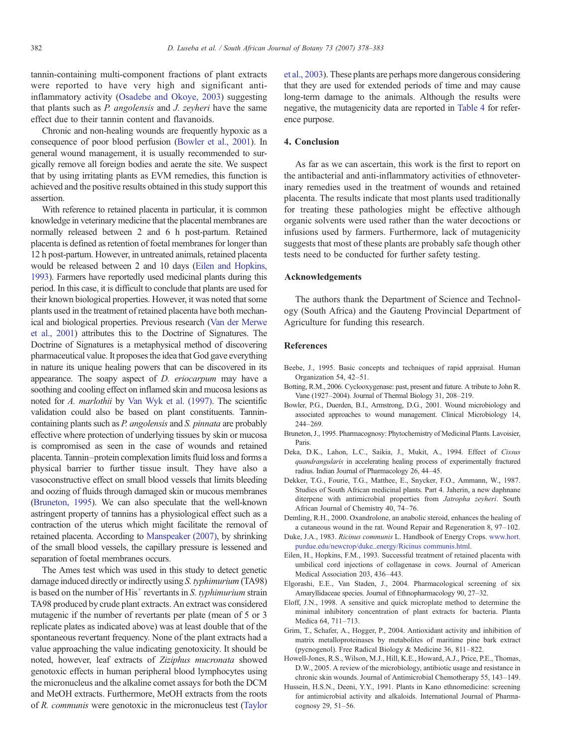tannin-containing multi-component fractions of plant extracts were reported to have very high and significant anti-inflammatory activity (Osadebe and Okoye, 2003) suggesting that plants such as *P. angolensis* and *J. zeyheri* have the same effect due to their tannin content and flavanoids.

Chronic and non-healing wounds are frequently hypoxic as a consequence of poor blood perfusion (Bowler et al., 2001). In general wound management, it is usually recommended to surgically remove all foreign bodies and aerate the site. We suspect that by using irritating plants as EVM remedies, this function is achieved and the positive results obtained in this study support this assertion.

With reference to retained placenta in particular, it is common knowledge in veterinary medicine that the placental membranes are normally released between 2 and 6 h post-partum. Retained placenta is defined as retention of foetal membranes for longer than 12 h post-partum. However, in untreated animals, retained placenta would be released between 2 and 10 days (Eilen and Hopkins, 1993). Farmers have reportedly used medicinal plants during this period. In this case, it is difficult to conclude that plants are used for their known biological properties. However, it was noted that some plants used in the treatment of retained placenta have both mechanical and biological properties. Previous research (Van der Merwe et al., 2001) attributes this to the Doctrine of Signatures. The Doctrine of Signatures is a metaphysical method of discovering pharmaceutical value. It proposes the idea that God gave everything in nature its unique healing powers that can be discovered in its appearance. The soapy aspect of *D. eriocarpum* may have a soothing and cooling effect on inflamed skin and mucosa lesions as noted for *A. marlothii* by Van Wyk et al. (1997). The scientific validation could also be based on plant constituents. Tannin-containing plants such as *P. angolensis* and *S. pinnata* are probably effective where protection of underlying tissues by skin or mucosa is compromised as seen in the case of wounds and retained placenta. Tannin–protein complexation limits fluid loss and forms a physical barrier to further tissue insult. They have also a vasoconstructive effect on small blood vessels that limits bleeding and oozing of fluids through damaged skin or mucous membranes (Bruneton, 1995). We can also speculate that the well-known astringent property of tannins has a physiological effect such as a contraction of the uterus which might facilitate the removal of retained placenta. According to Manspeaker (2007), by shrinking of the small blood vessels, the capillary pressure is lessened and separation of foetal membranes occurs.

The Ames test which was used in this study to detect genetic damage induced directly or indirectly using *S. typhimurium* (TA98) is based on the number of $His^{+}$ revertants in *S. typhimurium* strain TA98 produced by crude plant extracts. An extract was considered mutagenic if the number of revertants per plate (mean of 5 or 3 replicate plates as indicated above) was at least double that of the spontaneous revertant frequency. None of the plant extracts had a value approaching the value indicating genotoxicity. It should be noted, however, leaf extracts of *Ziziphus mucronata* showed genotoxic effects in human peripheral blood lymphocytes using the micronucleus and the alkaline comet assays for both the DCM and MeOH extracts. Furthermore, MeOH extracts from the roots of *R. communis* were genotoxic in the micronucleus test (Taylor et al., 2003). These plants are perhaps more dangerous considering that they are used for extended periods of time and may cause long-term damage to the animals. Although the results were negative, the mutagenicity data are reported in Table 4 for reference purpose.

## 4. Conclusion

As far as we can ascertain, this work is the first to report on the antibacterial and anti-inflammatory activities of ethnoveterinary remedies used in the treatment of wounds and retained placenta. The results indicate that most plants used traditionally for treating these pathologies might be effective although organic solvents were used rather than the water decoctions or infusions used by farmers. Furthermore, lack of mutagenicity suggests that most of these plants are probably safe though other tests need to be conducted for further safety testing.

## Acknowledgements

The authors thank the Department of Science and Technology (South Africa) and the Gauteng Provincial Department of Agriculture for funding this research.

## References

Beebe, J., 1995. Basic concepts and techniques of rapid appraisal. Human Organization 54, 42–51.

Botting, R.M., 2006. Cyclooxygenase: past, present and future. A tribute to John R. Vane (1927–2004). Journal of Thermal Biology 31, 208–219.

Bowler, P.G., Duerden, B.I., Armstrong, D.G., 2001. Wound microbiology and associated approaches to wound management. Clinical Microbiology 14, 244–269.

Bruneton, J., 1995. Pharmacognosy: Phytochemistry of Medicinal Plants. Lavoisier, Paris.

Deka, D.K., Lahon, L.C., Saikia, J., Mukit, A., 1994. Effect of *Cissus quandrangularis* in accelerating healing process of experimentally fractured radius. Indian Journal of Pharmacology 26, 44–45.

Dekker, T.G., Fourie, T.G., Matthee, E., Snycker, F.O., Ammann, W., 1987. Studies of South African medicinal plants. Part 4. Jaherin, a new daphnane diterpene with antimicrobial properties from *Jatropha zeyheri*. South African Journal of Chemistry 40, 74–76.

Demling, R.H., 2000. Oxandrolone, an anabolic steroid, enhances the healing of a cutaneous wound in the rat. Wound Repair and Regeneration 8, 97–102.

Duke, J.A., 1983. *Ricinus communis* L. Handbook of Energy Crops. www.hort.purdue.edu/newcrop/duke_energy/Ricinus communis.html.

Eilen, H., Hopkins, F.M., 1993. Successful treatment of retained placenta with umbilical cord injections of collagenase in cows. Journal of American Medical Association 203, 436–443.

Elgorashi, E.E., Van Staden, J., 2004. Pharmacological screening of six Amaryllidaceae species. Journal of Ethnopharmacology 90, 27–32.

Eloff, J.N., 1998. A sensitive and quick microplate method to determine the minimal inhibitory concentration of plant extracts for bacteria. Planta Medica 64, 711–713.

Grim, T., Schafer, A., Hogger, P., 2004. Antioxidant activity and inhibition of matrix metalloproteinases by metabolites of maritime pine bark extract (pycnogenol). Free Radical Biology & Medicine 36, 811–822.

Howell-Jones, R.S., Wilson, M.J., Hill, K.E., Howard, A.J., Price, P.E., Thomas, D.W., 2005. A review of the microbiology, antibiotic usage and resistance in chronic skin wounds. Journal of Antimicrobial Chemotherapy 55, 143–149.

Hussein, H.S.N., Deeni, Y.Y., 1991. Plants in Kano ethnomedicine: screening for antimicrobial activity and alkaloids. International Journal of Pharmacognosy 29, 51–56.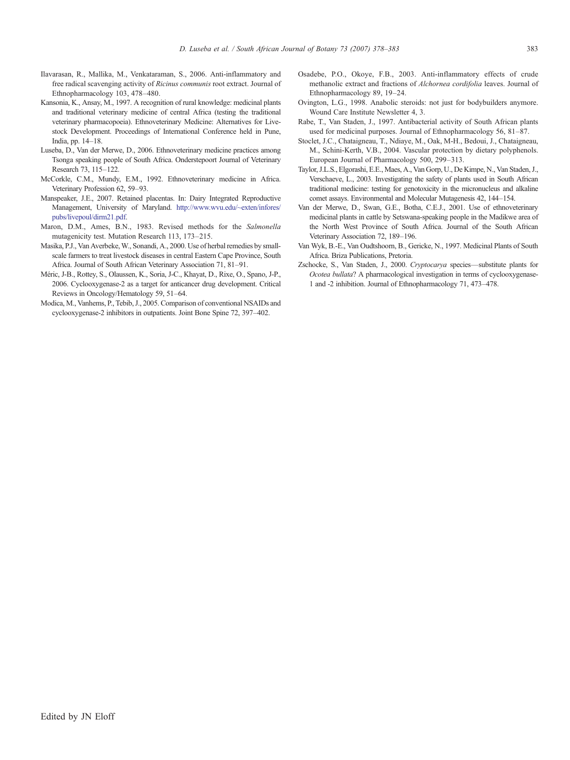Ilavarasan, R., Mallika, M., Venkataraman, S., 2006. Anti-inflammatory and free radical scavenging activity of *Ricinus communis* root extract. Journal of Ethnopharmacology 103, 478–480.

Kansonia, K., Ansay, M., 1997. A recognition of rural knowledge: medicinal plants and traditional veterinary medicine of central Africa (testing the traditional veterinary pharmacopoeia). Ethnoveterinary Medicine: Alternatives for Livestock Development. Proceedings of International Conference held in Pune, India, pp. 14–18.

Luseba, D., Van der Merwe, D., 2006. Ethnoveterinary medicine practices among Tsonga speaking people of South Africa. Onderstepoort Journal of Veterinary Research 73, 115–122.

McCorkle, C.M., Mundy, E.M., 1992. Ethnoveterinary medicine in Africa. Veterinary Profession 62, 59–93.

Manspeaker, J.E., 2007. Retained placentas. In: Dairy Integrated Reproductive Management, University of Maryland. http://www.wvu.edu/~exten/infores/pubs/livepoul/dirm21.pdf.

Maron, D.M., Ames, B.N., 1983. Revised methods for the *Salmonella* mutagenicity test. Mutation Research 113, 173–215.

Masika, P.J., Van Averbeke, W., Sonandi, A., 2000. Use of herbal remedies by small-scale farmers to treat livestock diseases in central Eastern Cape Province, South Africa. Journal of South African Veterinary Association 71, 81–91.

Méric, J-B., Rottey, S., Olaussen, K., Soria, J-C., Khayat, D., Rixe, O., Spano, J-P., 2006. Cyclooxygenase-2 as a target for anticancer drug development. Critical Reviews in Oncology/Hematology 59, 51–64.

Modica, M., Vanhems, P., Tebib, J., 2005. Comparison of conventional NSAIDs and cyclooxygenase-2 inhibitors in outpatients. Joint Bone Spine 72, 397–402.

Osadebe, P.O., Okoye, F.B., 2003. Anti-inflammatory effects of crude methanolic extract and fractions of *Alchornea cordifolia* leaves. Journal of Ethnopharmacology 89, 19–24.

Ovington, L.G., 1998. Anabolic steroids: not just for bodybuilders anymore. Wound Care Institute Newsletter 4, 3.

Rabe, T., Van Staden, J., 1997. Antibacterial activity of South African plants used for medicinal purposes. Journal of Ethnopharmacology 56, 81–87.

Stoclet, J.C., Chataigneau, T., Ndiaye, M., Oak, M-H., Bedoui, J., Chataigneau, M., Schini-Kerth, V.B., 2004. Vascular protection by dietary polyphenols. European Journal of Pharmacology 500, 299–313.

Taylor, J.L.S., Elgorashi, E.E., Maes, A., Van Gorp, U., De Kimpe, N., Van Staden, J., Verschaeve, L., 2003. Investigating the safety of plants used in South African traditional medicine: testing for genotoxicity in the micronucleus and alkaline comet assays. Environmental and Molecular Mutagenesis 42, 144–154.

Van der Merwe, D., Swan, G.E., Botha, C.E.J., 2001. Use of ethnoveterinary medicinal plants in cattle by Setswana-speaking people in the Madikwe area of the North West Province of South Africa. Journal of the South African Veterinary Association 72, 189–196.

Van Wyk, B.-E., Van Oudtshoorn, B., Gericke, N., 1997. Medicinal Plants of South Africa. Briza Publications, Pretoria.

Zschocke, S., Van Staden, J., 2000. *Cryptocarya* species—substitute plants for *Ocotea bullata*? A pharmacological investigation in terms of cyclooxygenase-1 and -2 inhibition. Journal of Ethnopharmacology 71, 473–478.

Edited by JN Eloff